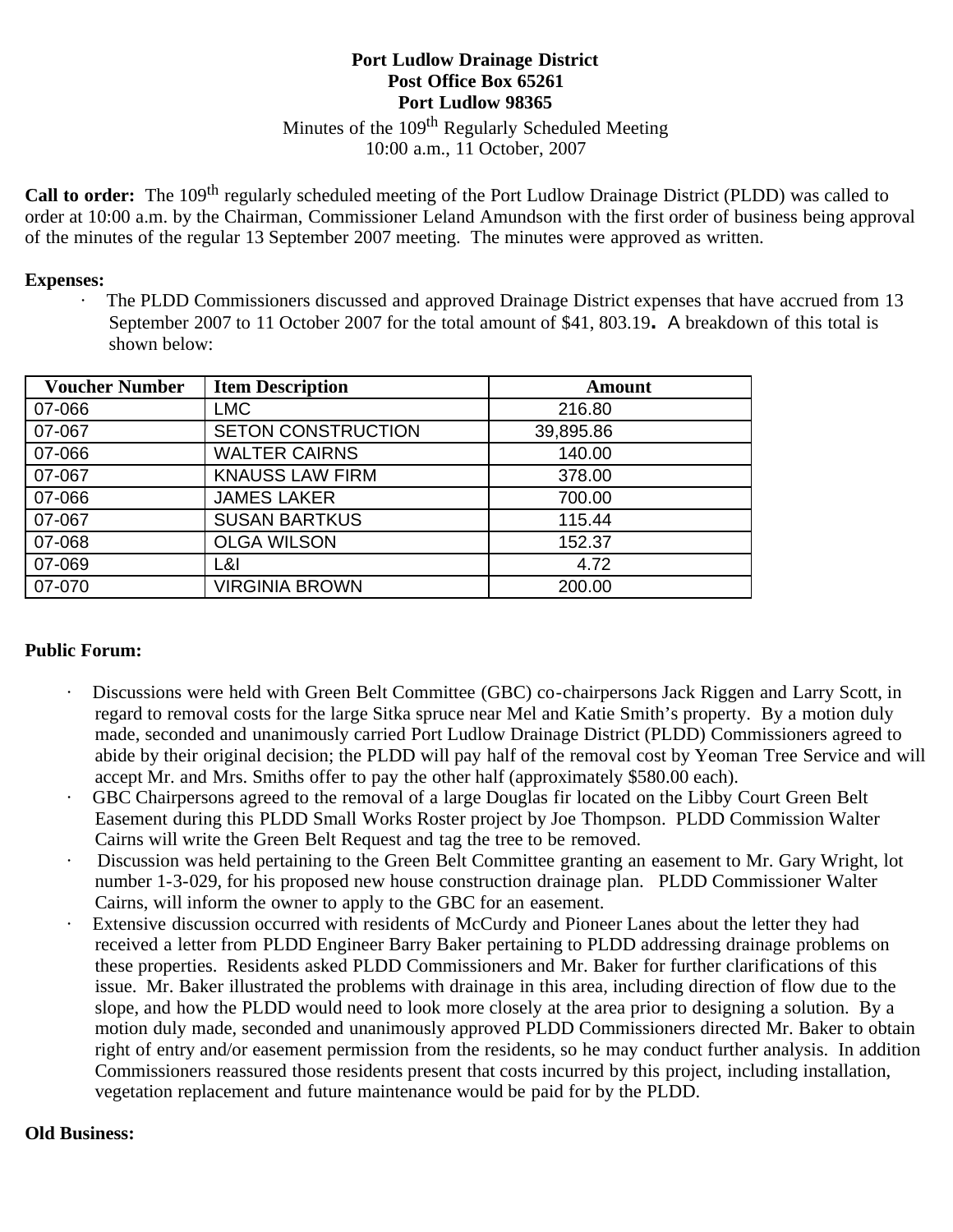**Port Ludlow Drainage District**
**Post Office Box 65261**
**Port Ludlow 98365**

Minutes of the 109th Regularly Scheduled Meeting
10:00 a.m., 11 October, 2007

**Call to order:** The 109th regularly scheduled meeting of the Port Ludlow Drainage District (PLDD) was called to order at 10:00 a.m. by the Chairman, Commissioner Leland Amundson with the first order of business being approval of the minutes of the regular 13 September 2007 meeting. The minutes were approved as written.

**Expenses:**

- The PLDD Commissioners discussed and approved Drainage District expenses that have accrued from 13 September 2007 to 11 October 2007 for the total amount of $41, 803.19**.** A breakdown of this total is shown below:

| Voucher Number | Item Description | Amount |
|---|---|---|
| 07-066 | LMC | 216.80 |
| 07-067 | SETON CONSTRUCTION | 39,895.86 |
| 07-066 | WALTER CAIRNS | 140.00 |
| 07-067 | KNAUSS LAW FIRM | 378.00 |
| 07-066 | JAMES LAKER | 700.00 |
| 07-067 | SUSAN BARTKUS | 115.44 |
| 07-068 | OLGA WILSON | 152.37 |
| 07-069 | L&I | 4.72 |
| 07-070 | VIRGINIA BROWN | 200.00 |

**Public Forum:**

- Discussions were held with Green Belt Committee (GBC) co-chairpersons Jack Riggen and Larry Scott, in regard to removal costs for the large Sitka spruce near Mel and Katie Smith's property. By a motion duly made, seconded and unanimously carried Port Ludlow Drainage District (PLDD) Commissioners agreed to abide by their original decision; the PLDD will pay half of the removal cost by Yeoman Tree Service and will accept Mr. and Mrs. Smiths offer to pay the other half (approximately $580.00 each).
- GBC Chairpersons agreed to the removal of a large Douglas fir located on the Libby Court Green Belt Easement during this PLDD Small Works Roster project by Joe Thompson. PLDD Commission Walter Cairns will write the Green Belt Request and tag the tree to be removed.
- Discussion was held pertaining to the Green Belt Committee granting an easement to Mr. Gary Wright, lot number 1-3-029, for his proposed new house construction drainage plan. PLDD Commissioner Walter Cairns, will inform the owner to apply to the GBC for an easement.
- Extensive discussion occurred with residents of McCurdy and Pioneer Lanes about the letter they had received a letter from PLDD Engineer Barry Baker pertaining to PLDD addressing drainage problems on these properties. Residents asked PLDD Commissioners and Mr. Baker for further clarifications of this issue. Mr. Baker illustrated the problems with drainage in this area, including direction of flow due to the slope, and how the PLDD would need to look more closely at the area prior to designing a solution. By a motion duly made, seconded and unanimously approved PLDD Commissioners directed Mr. Baker to obtain right of entry and/or easement permission from the residents, so he may conduct further analysis. In addition Commissioners reassured those residents present that costs incurred by this project, including installation, vegetation replacement and future maintenance would be paid for by the PLDD.

**Old Business:**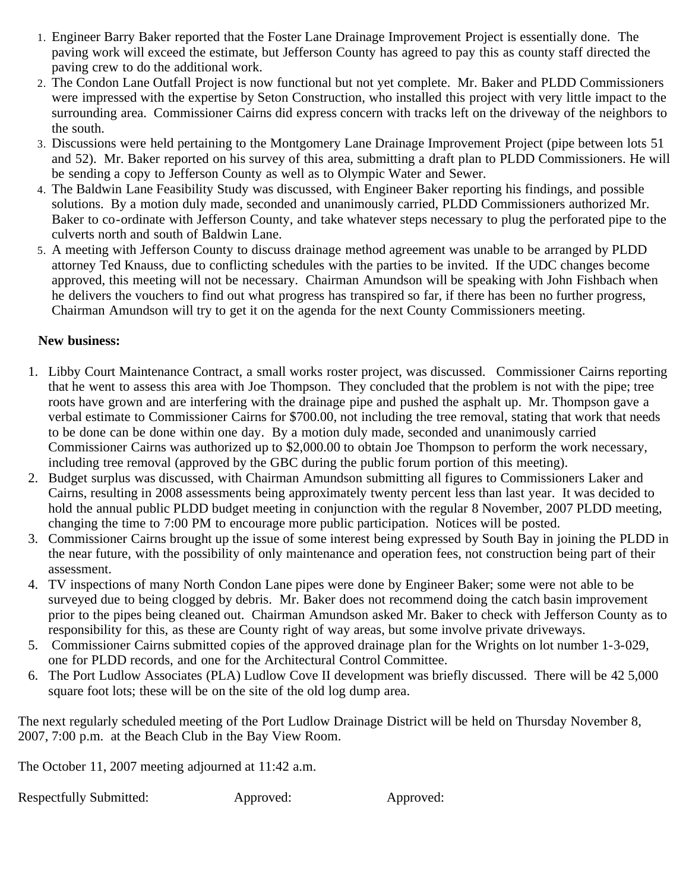1. Engineer Barry Baker reported that the Foster Lane Drainage Improvement Project is essentially done. The paving work will exceed the estimate, but Jefferson County has agreed to pay this as county staff directed the paving crew to do the additional work.
2. The Condon Lane Outfall Project is now functional but not yet complete. Mr. Baker and PLDD Commissioners were impressed with the expertise by Seton Construction, who installed this project with very little impact to the surrounding area. Commissioner Cairns did express concern with tracks left on the driveway of the neighbors to the south.
3. Discussions were held pertaining to the Montgomery Lane Drainage Improvement Project (pipe between lots 51 and 52). Mr. Baker reported on his survey of this area, submitting a draft plan to PLDD Commissioners. He will be sending a copy to Jefferson County as well as to Olympic Water and Sewer.
4. The Baldwin Lane Feasibility Study was discussed, with Engineer Baker reporting his findings, and possible solutions. By a motion duly made, seconded and unanimously carried, PLDD Commissioners authorized Mr. Baker to co-ordinate with Jefferson County, and take whatever steps necessary to plug the perforated pipe to the culverts north and south of Baldwin Lane.
5. A meeting with Jefferson County to discuss drainage method agreement was unable to be arranged by PLDD attorney Ted Knauss, due to conflicting schedules with the parties to be invited. If the UDC changes become approved, this meeting will not be necessary. Chairman Amundson will be speaking with John Fishbach when he delivers the vouchers to find out what progress has transpired so far, if there has been no further progress, Chairman Amundson will try to get it on the agenda for the next County Commissioners meeting.

**New business:**

1. Libby Court Maintenance Contract, a small works roster project, was discussed. Commissioner Cairns reporting that he went to assess this area with Joe Thompson. They concluded that the problem is not with the pipe; tree roots have grown and are interfering with the drainage pipe and pushed the asphalt up. Mr. Thompson gave a verbal estimate to Commissioner Cairns for $700.00, not including the tree removal, stating that work that needs to be done can be done within one day. By a motion duly made, seconded and unanimously carried Commissioner Cairns was authorized up to $2,000.00 to obtain Joe Thompson to perform the work necessary, including tree removal (approved by the GBC during the public forum portion of this meeting).
2. Budget surplus was discussed, with Chairman Amundson submitting all figures to Commissioners Laker and Cairns, resulting in 2008 assessments being approximately twenty percent less than last year. It was decided to hold the annual public PLDD budget meeting in conjunction with the regular 8 November, 2007 PLDD meeting, changing the time to 7:00 PM to encourage more public participation. Notices will be posted.
3. Commissioner Cairns brought up the issue of some interest being expressed by South Bay in joining the PLDD in the near future, with the possibility of only maintenance and operation fees, not construction being part of their assessment.
4. TV inspections of many North Condon Lane pipes were done by Engineer Baker; some were not able to be surveyed due to being clogged by debris. Mr. Baker does not recommend doing the catch basin improvement prior to the pipes being cleaned out. Chairman Amundson asked Mr. Baker to check with Jefferson County as to responsibility for this, as these are County right of way areas, but some involve private driveways.
5. Commissioner Cairns submitted copies of the approved drainage plan for the Wrights on lot number 1-3-029, one for PLDD records, and one for the Architectural Control Committee.
6. The Port Ludlow Associates (PLA) Ludlow Cove II development was briefly discussed. There will be 42 5,000 square foot lots; these will be on the site of the old log dump area.

The next regularly scheduled meeting of the Port Ludlow Drainage District will be held on Thursday November 8, 2007, 7:00 p.m. at the Beach Club in the Bay View Room.

The October 11, 2007 meeting adjourned at 11:42 a.m.

Respectfully Submitted: Approved: Approved: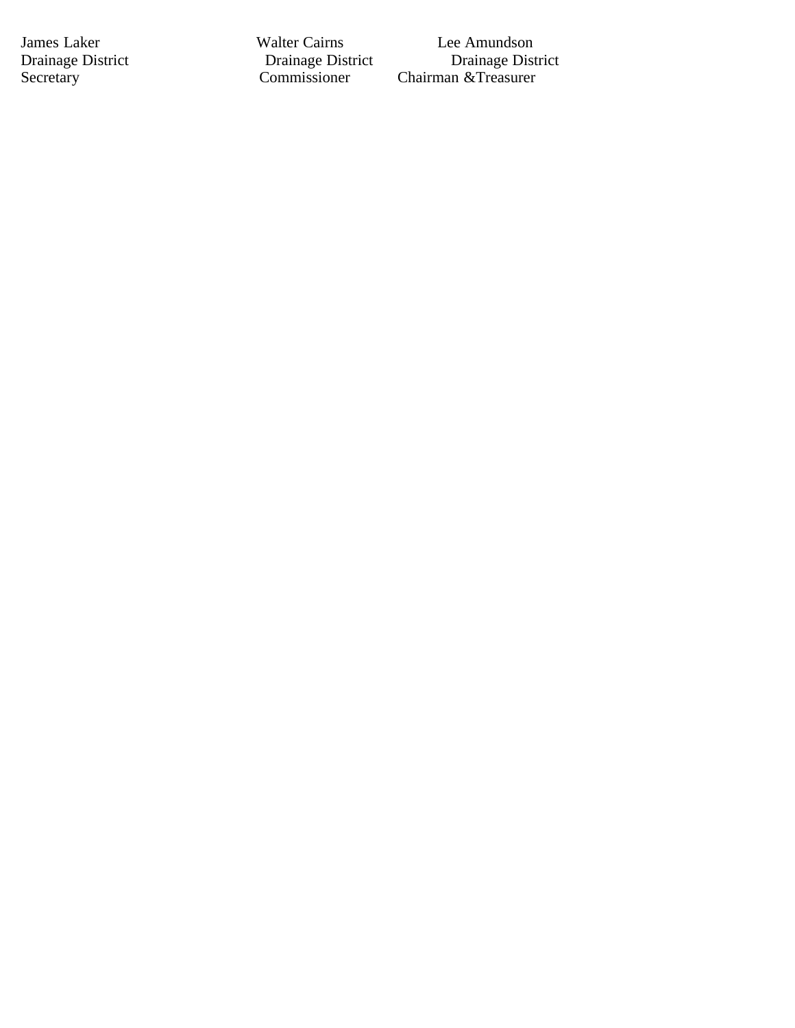| | | |
|---|---|---|
| James Laker | Walter Cairns | Lee Amundson |
| Drainage District | Drainage District | Drainage District |
| Secretary | Commissioner | Chairman &Treasurer |